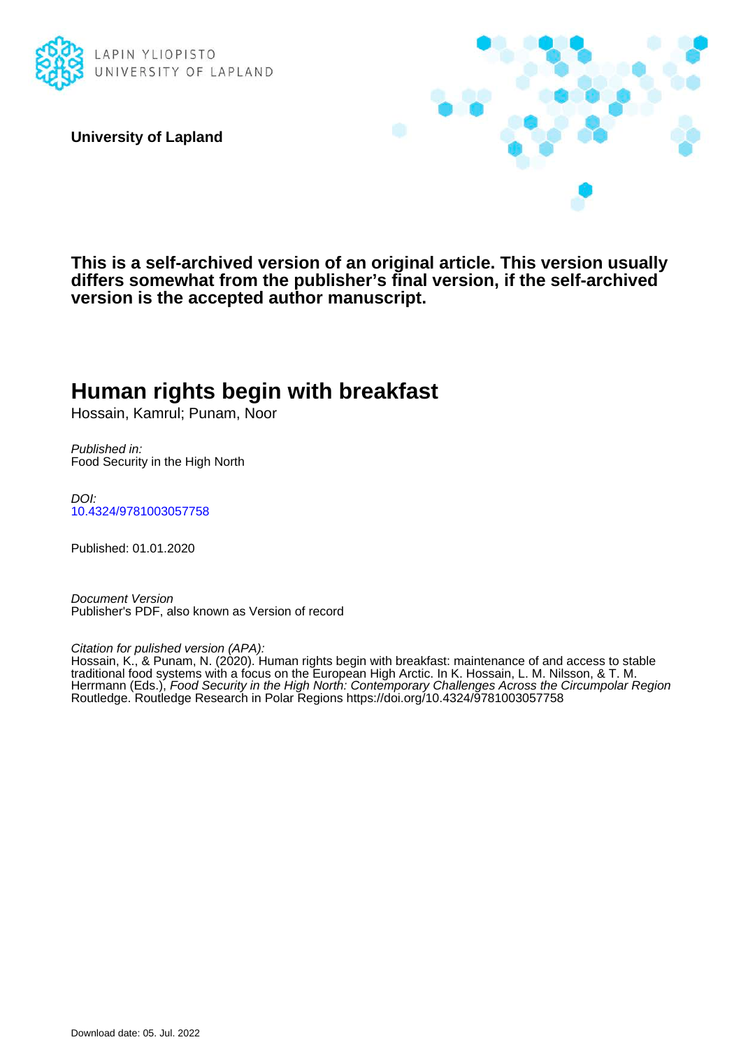LAPIN YLIOPISTO
UNIVERSITY OF LAPLAND

**University of Lapland**

**This is a self-archived version of an original article. This version usually differs somewhat from the publisher's final version, if the self-archived version is the accepted author manuscript.**

# Human rights begin with breakfast

Hossain, Kamrul; Punam, Noor

*Published in:*
Food Security in the High North

*DOI:*
10.4324/9781003057758

Published: 01.01.2020

*Document Version*
Publisher's PDF, also known as Version of record

*Citation for pulished version (APA):*
Hossain, K., & Punam, N. (2020). Human rights begin with breakfast: maintenance of and access to stable traditional food systems with a focus on the European High Arctic. In K. Hossain, L. M. Nilsson, & T. M. Herrmann (Eds.), *Food Security in the High North: Contemporary Challenges Across the Circumpolar Region* Routledge. Routledge Research in Polar Regions https://doi.org/10.4324/9781003057758

Download date: 05. Jul. 2022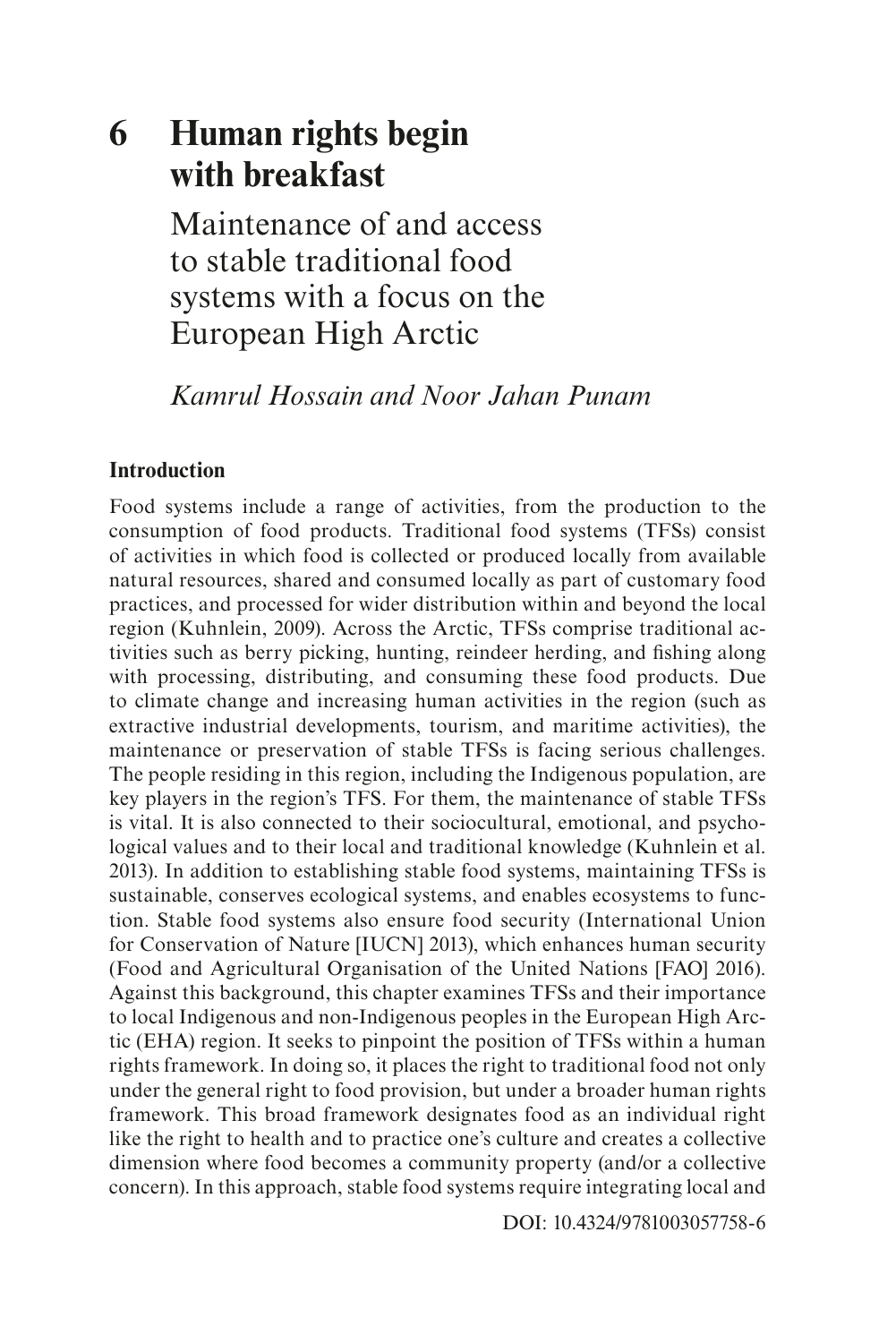# 6 Human rights begin with breakfast

## Maintenance of and access to stable traditional food systems with a focus on the European High Arctic

*Kamrul Hossain and Noor Jahan Punam*

### Introduction

Food systems include a range of activities, from the production to the consumption of food products. Traditional food systems (TFSs) consist of activities in which food is collected or produced locally from available natural resources, shared and consumed locally as part of customary food practices, and processed for wider distribution within and beyond the local region (Kuhnlein, 2009). Across the Arctic, TFSs comprise traditional activities such as berry picking, hunting, reindeer herding, and fishing along with processing, distributing, and consuming these food products. Due to climate change and increasing human activities in the region (such as extractive industrial developments, tourism, and maritime activities), the maintenance or preservation of stable TFSs is facing serious challenges. The people residing in this region, including the Indigenous population, are key players in the region's TFS. For them, the maintenance of stable TFSs is vital. It is also connected to their sociocultural, emotional, and psychological values and to their local and traditional knowledge (Kuhnlein et al. 2013). In addition to establishing stable food systems, maintaining TFSs is sustainable, conserves ecological systems, and enables ecosystems to function. Stable food systems also ensure food security (International Union for Conservation of Nature [IUCN] 2013), which enhances human security (Food and Agricultural Organisation of the United Nations [FAO] 2016). Against this background, this chapter examines TFSs and their importance to local Indigenous and non-Indigenous peoples in the European High Arctic (EHA) region. It seeks to pinpoint the position of TFSs within a human rights framework. In doing so, it places the right to traditional food not only under the general right to food provision, but under a broader human rights framework. This broad framework designates food as an individual right like the right to health and to practice one's culture and creates a collective dimension where food becomes a community property (and/or a collective concern). In this approach, stable food systems require integrating local and

DOI: 10.4324/9781003057758-6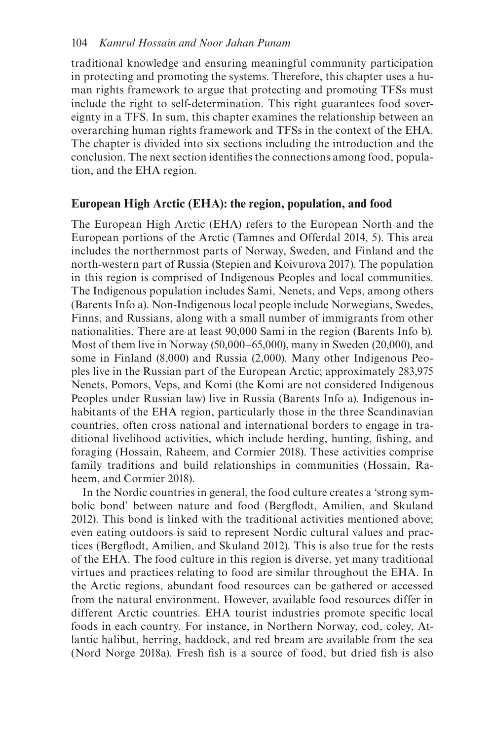traditional knowledge and ensuring meaningful community participation in protecting and promoting the systems. Therefore, this chapter uses a human rights framework to argue that protecting and promoting TFSs must include the right to self-determination. This right guarantees food sovereignty in a TFS. In sum, this chapter examines the relationship between an overarching human rights framework and TFSs in the context of the EHA. The chapter is divided into six sections including the introduction and the conclusion. The next section identifies the connections among food, population, and the EHA region.

## European High Arctic (EHA): the region, population, and food

The European High Arctic (EHA) refers to the European North and the European portions of the Arctic (Tamnes and Offerdal 2014, 5). This area includes the northernmost parts of Norway, Sweden, and Finland and the north-western part of Russia (Stepien and Koivurova 2017). The population in this region is comprised of Indigenous Peoples and local communities. The Indigenous population includes Sami, Nenets, and Veps, among others (Barents Info a). Non-Indigenous local people include Norwegians, Swedes, Finns, and Russians, along with a small number of immigrants from other nationalities. There are at least 90,000 Sami in the region (Barents Info b). Most of them live in Norway (50,000–65,000), many in Sweden (20,000), and some in Finland (8,000) and Russia (2,000). Many other Indigenous Peoples live in the Russian part of the European Arctic; approximately 283,975 Nenets, Pomors, Veps, and Komi (the Komi are not considered Indigenous Peoples under Russian law) live in Russia (Barents Info a). Indigenous inhabitants of the EHA region, particularly those in the three Scandinavian countries, often cross national and international borders to engage in traditional livelihood activities, which include herding, hunting, fishing, and foraging (Hossain, Raheem, and Cormier 2018). These activities comprise family traditions and build relationships in communities (Hossain, Raheem, and Cormier 2018).

In the Nordic countries in general, the food culture creates a 'strong symbolic bond' between nature and food (Bergflodt, Amilien, and Skuland 2012). This bond is linked with the traditional activities mentioned above; even eating outdoors is said to represent Nordic cultural values and practices (Bergflodt, Amilien, and Skuland 2012). This is also true for the rests of the EHA. The food culture in this region is diverse, yet many traditional virtues and practices relating to food are similar throughout the EHA. In the Arctic regions, abundant food resources can be gathered or accessed from the natural environment. However, available food resources differ in different Arctic countries. EHA tourist industries promote specific local foods in each country. For instance, in Northern Norway, cod, coley, Atlantic halibut, herring, haddock, and red bream are available from the sea (Nord Norge 2018a). Fresh fish is a source of food, but dried fish is also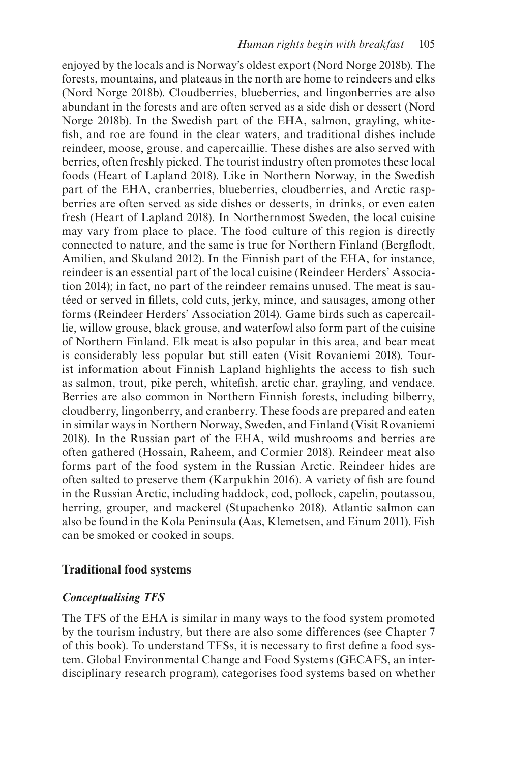enjoyed by the locals and is Norway's oldest export (Nord Norge 2018b). The forests, mountains, and plateaus in the north are home to reindeers and elks (Nord Norge 2018b). Cloudberries, blueberries, and lingonberries are also abundant in the forests and are often served as a side dish or dessert (Nord Norge 2018b). In the Swedish part of the EHA, salmon, grayling, whitefish, and roe are found in the clear waters, and traditional dishes include reindeer, moose, grouse, and capercaillie. These dishes are also served with berries, often freshly picked. The tourist industry often promotes these local foods (Heart of Lapland 2018). Like in Northern Norway, in the Swedish part of the EHA, cranberries, blueberries, cloudberries, and Arctic raspberries are often served as side dishes or desserts, in drinks, or even eaten fresh (Heart of Lapland 2018). In Northernmost Sweden, the local cuisine may vary from place to place. The food culture of this region is directly connected to nature, and the same is true for Northern Finland (Bergflodt, Amilien, and Skuland 2012). In the Finnish part of the EHA, for instance, reindeer is an essential part of the local cuisine (Reindeer Herders' Association 2014); in fact, no part of the reindeer remains unused. The meat is sautéed or served in fillets, cold cuts, jerky, mince, and sausages, among other forms (Reindeer Herders' Association 2014). Game birds such as capercaillie, willow grouse, black grouse, and waterfowl also form part of the cuisine of Northern Finland. Elk meat is also popular in this area, and bear meat is considerably less popular but still eaten (Visit Rovaniemi 2018). Tourist information about Finnish Lapland highlights the access to fish such as salmon, trout, pike perch, whitefish, arctic char, grayling, and vendace. Berries are also common in Northern Finnish forests, including bilberry, cloudberry, lingonberry, and cranberry. These foods are prepared and eaten in similar ways in Northern Norway, Sweden, and Finland (Visit Rovaniemi 2018). In the Russian part of the EHA, wild mushrooms and berries are often gathered (Hossain, Raheem, and Cormier 2018). Reindeer meat also forms part of the food system in the Russian Arctic. Reindeer hides are often salted to preserve them (Karpukhin 2016). A variety of fish are found in the Russian Arctic, including haddock, cod, pollock, capelin, poutassou, herring, grouper, and mackerel (Stupachenko 2018). Atlantic salmon can also be found in the Kola Peninsula (Aas, Klemetsen, and Einum 2011). Fish can be smoked or cooked in soups.

## Traditional food systems

### *Conceptualising TFS*

The TFS of the EHA is similar in many ways to the food system promoted by the tourism industry, but there are also some differences (see Chapter 7 of this book). To understand TFSs, it is necessary to first define a food system. Global Environmental Change and Food Systems (GECAFS, an interdisciplinary research program), categorises food systems based on whether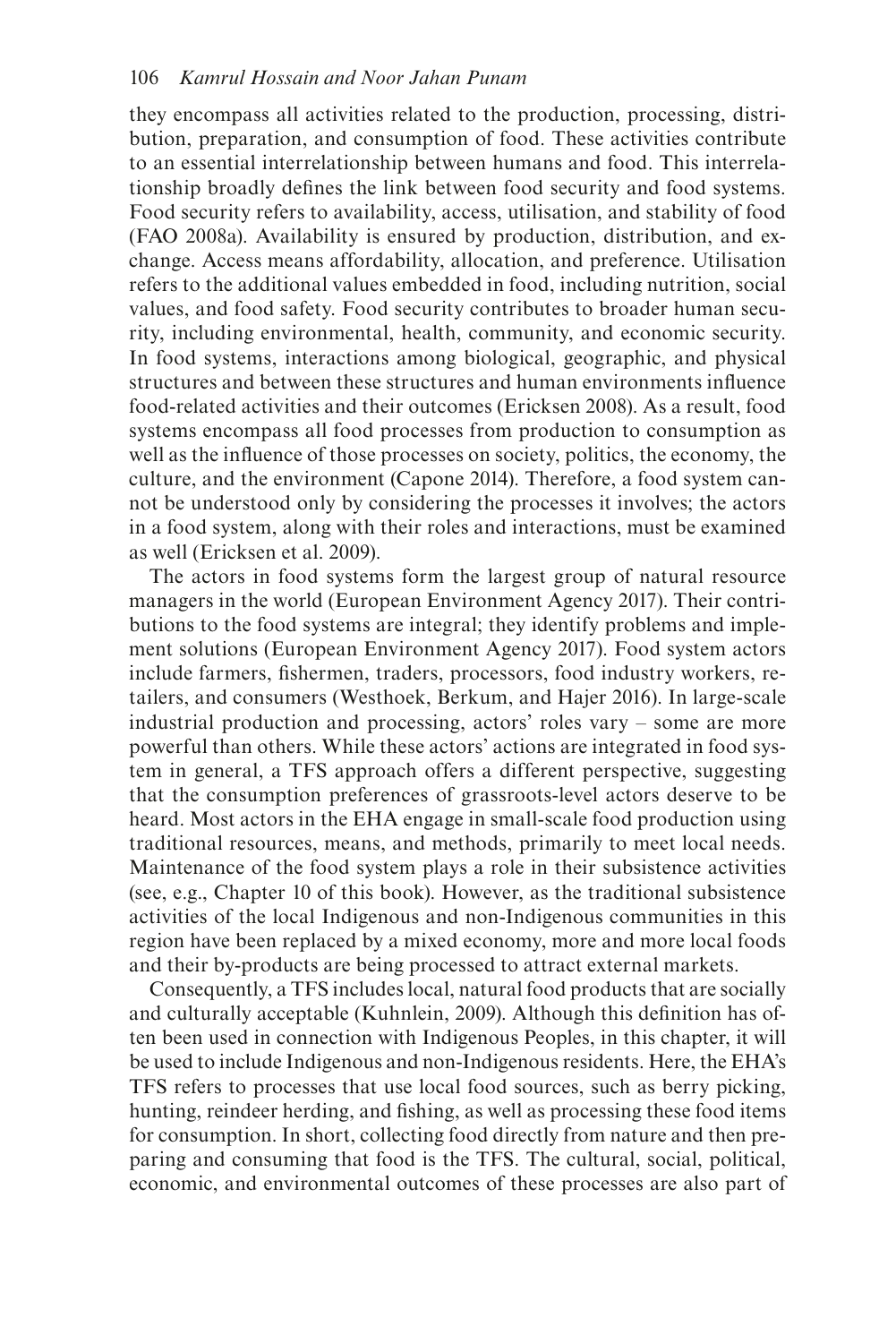they encompass all activities related to the production, processing, distribution, preparation, and consumption of food. These activities contribute to an essential interrelationship between humans and food. This interrelationship broadly defines the link between food security and food systems. Food security refers to availability, access, utilisation, and stability of food (FAO 2008a). Availability is ensured by production, distribution, and exchange. Access means affordability, allocation, and preference. Utilisation refers to the additional values embedded in food, including nutrition, social values, and food safety. Food security contributes to broader human security, including environmental, health, community, and economic security. In food systems, interactions among biological, geographic, and physical structures and between these structures and human environments influence food-related activities and their outcomes (Ericksen 2008). As a result, food systems encompass all food processes from production to consumption as well as the influence of those processes on society, politics, the economy, the culture, and the environment (Capone 2014). Therefore, a food system cannot be understood only by considering the processes it involves; the actors in a food system, along with their roles and interactions, must be examined as well (Ericksen et al. 2009).

The actors in food systems form the largest group of natural resource managers in the world (European Environment Agency 2017). Their contributions to the food systems are integral; they identify problems and implement solutions (European Environment Agency 2017). Food system actors include farmers, fishermen, traders, processors, food industry workers, retailers, and consumers (Westhoek, Berkum, and Hajer 2016). In large-scale industrial production and processing, actors' roles vary – some are more powerful than others. While these actors' actions are integrated in food system in general, a TFS approach offers a different perspective, suggesting that the consumption preferences of grassroots-level actors deserve to be heard. Most actors in the EHA engage in small-scale food production using traditional resources, means, and methods, primarily to meet local needs. Maintenance of the food system plays a role in their subsistence activities (see, e.g., Chapter 10 of this book). However, as the traditional subsistence activities of the local Indigenous and non-Indigenous communities in this region have been replaced by a mixed economy, more and more local foods and their by-products are being processed to attract external markets.

Consequently, a TFS includes local, natural food products that are socially and culturally acceptable (Kuhnlein, 2009). Although this definition has often been used in connection with Indigenous Peoples, in this chapter, it will be used to include Indigenous and non-Indigenous residents. Here, the EHA's TFS refers to processes that use local food sources, such as berry picking, hunting, reindeer herding, and fishing, as well as processing these food items for consumption. In short, collecting food directly from nature and then preparing and consuming that food is the TFS. The cultural, social, political, economic, and environmental outcomes of these processes are also part of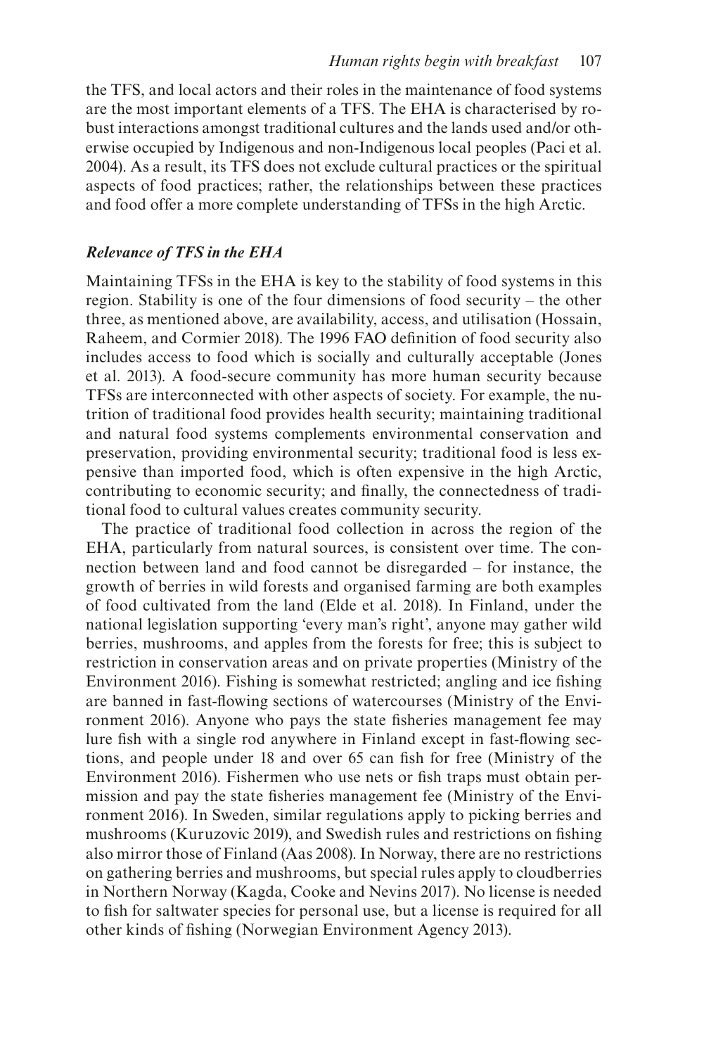the TFS, and local actors and their roles in the maintenance of food systems are the most important elements of a TFS. The EHA is characterised by robust interactions amongst traditional cultures and the lands used and/or otherwise occupied by Indigenous and non-Indigenous local peoples (Paci et al. 2004). As a result, its TFS does not exclude cultural practices or the spiritual aspects of food practices; rather, the relationships between these practices and food offer a more complete understanding of TFSs in the high Arctic.

### *Relevance of TFS in the EHA*

Maintaining TFSs in the EHA is key to the stability of food systems in this region. Stability is one of the four dimensions of food security – the other three, as mentioned above, are availability, access, and utilisation (Hossain, Raheem, and Cormier 2018). The 1996 FAO definition of food security also includes access to food which is socially and culturally acceptable (Jones et al. 2013). A food-secure community has more human security because TFSs are interconnected with other aspects of society. For example, the nutrition of traditional food provides health security; maintaining traditional and natural food systems complements environmental conservation and preservation, providing environmental security; traditional food is less expensive than imported food, which is often expensive in the high Arctic, contributing to economic security; and finally, the connectedness of traditional food to cultural values creates community security.

The practice of traditional food collection in across the region of the EHA, particularly from natural sources, is consistent over time. The connection between land and food cannot be disregarded – for instance, the growth of berries in wild forests and organised farming are both examples of food cultivated from the land (Elde et al. 2018). In Finland, under the national legislation supporting 'every man's right', anyone may gather wild berries, mushrooms, and apples from the forests for free; this is subject to restriction in conservation areas and on private properties (Ministry of the Environment 2016). Fishing is somewhat restricted; angling and ice fishing are banned in fast-flowing sections of watercourses (Ministry of the Environment 2016). Anyone who pays the state fisheries management fee may lure fish with a single rod anywhere in Finland except in fast-flowing sections, and people under 18 and over 65 can fish for free (Ministry of the Environment 2016). Fishermen who use nets or fish traps must obtain permission and pay the state fisheries management fee (Ministry of the Environment 2016). In Sweden, similar regulations apply to picking berries and mushrooms (Kuruzovic 2019), and Swedish rules and restrictions on fishing also mirror those of Finland (Aas 2008). In Norway, there are no restrictions on gathering berries and mushrooms, but special rules apply to cloudberries in Northern Norway (Kagda, Cooke and Nevins 2017). No license is needed to fish for saltwater species for personal use, but a license is required for all other kinds of fishing (Norwegian Environment Agency 2013).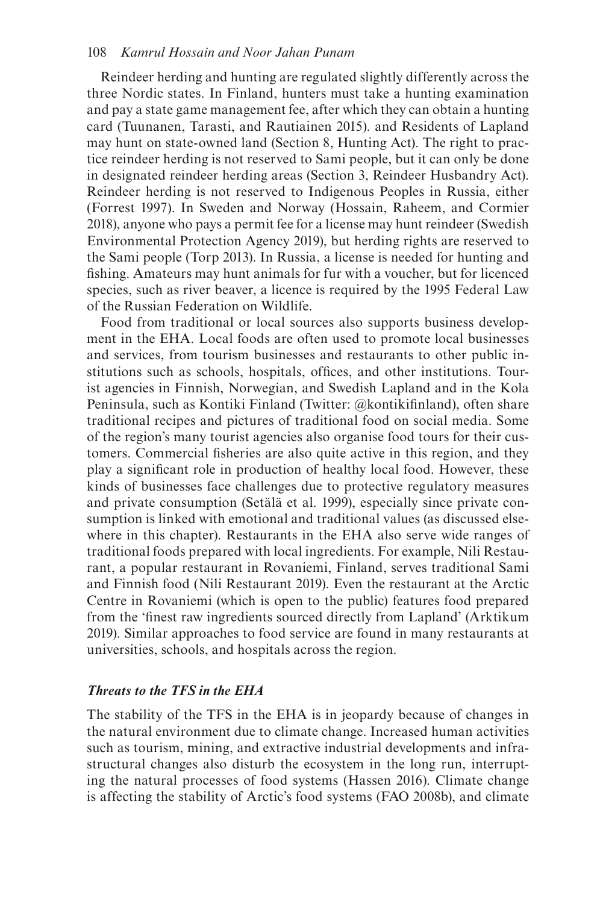Reindeer herding and hunting are regulated slightly differently across the three Nordic states. In Finland, hunters must take a hunting examination and pay a state game management fee, after which they can obtain a hunting card (Tuunanen, Tarasti, and Rautiainen 2015). and Residents of Lapland may hunt on state-owned land (Section 8, Hunting Act). The right to practice reindeer herding is not reserved to Sami people, but it can only be done in designated reindeer herding areas (Section 3, Reindeer Husbandry Act). Reindeer herding is not reserved to Indigenous Peoples in Russia, either (Forrest 1997). In Sweden and Norway (Hossain, Raheem, and Cormier 2018), anyone who pays a permit fee for a license may hunt reindeer (Swedish Environmental Protection Agency 2019), but herding rights are reserved to the Sami people (Torp 2013). In Russia, a license is needed for hunting and fishing. Amateurs may hunt animals for fur with a voucher, but for licenced species, such as river beaver, a licence is required by the 1995 Federal Law of the Russian Federation on Wildlife.

Food from traditional or local sources also supports business development in the EHA. Local foods are often used to promote local businesses and services, from tourism businesses and restaurants to other public institutions such as schools, hospitals, offices, and other institutions. Tourist agencies in Finnish, Norwegian, and Swedish Lapland and in the Kola Peninsula, such as Kontiki Finland (Twitter: @kontikifinland), often share traditional recipes and pictures of traditional food on social media. Some of the region's many tourist agencies also organise food tours for their customers. Commercial fisheries are also quite active in this region, and they play a significant role in production of healthy local food. However, these kinds of businesses face challenges due to protective regulatory measures and private consumption (Setälä et al. 1999), especially since private consumption is linked with emotional and traditional values (as discussed elsewhere in this chapter). Restaurants in the EHA also serve wide ranges of traditional foods prepared with local ingredients. For example, Nili Restaurant, a popular restaurant in Rovaniemi, Finland, serves traditional Sami and Finnish food (Nili Restaurant 2019). Even the restaurant at the Arctic Centre in Rovaniemi (which is open to the public) features food prepared from the 'finest raw ingredients sourced directly from Lapland' (Arktikum 2019). Similar approaches to food service are found in many restaurants at universities, schools, and hospitals across the region.

### *Threats to the TFS in the EHA*

The stability of the TFS in the EHA is in jeopardy because of changes in the natural environment due to climate change. Increased human activities such as tourism, mining, and extractive industrial developments and infrastructural changes also disturb the ecosystem in the long run, interrupting the natural processes of food systems (Hassen 2016). Climate change is affecting the stability of Arctic's food systems (FAO 2008b), and climate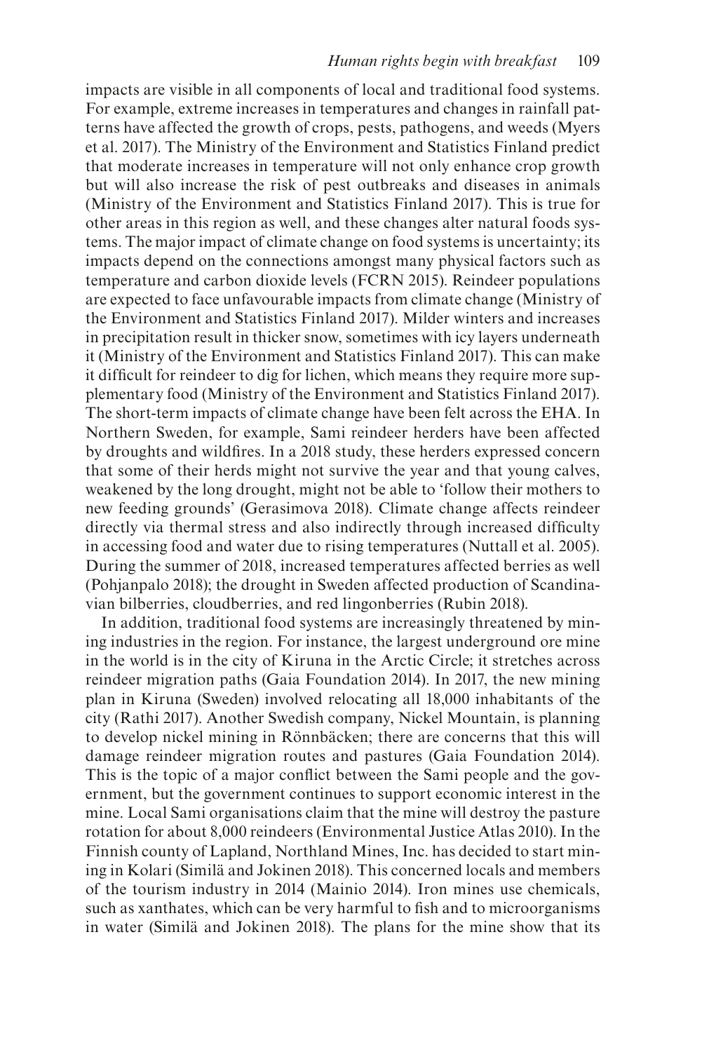impacts are visible in all components of local and traditional food systems. For example, extreme increases in temperatures and changes in rainfall patterns have affected the growth of crops, pests, pathogens, and weeds (Myers et al. 2017). The Ministry of the Environment and Statistics Finland predict that moderate increases in temperature will not only enhance crop growth but will also increase the risk of pest outbreaks and diseases in animals (Ministry of the Environment and Statistics Finland 2017). This is true for other areas in this region as well, and these changes alter natural foods systems. The major impact of climate change on food systems is uncertainty; its impacts depend on the connections amongst many physical factors such as temperature and carbon dioxide levels (FCRN 2015). Reindeer populations are expected to face unfavourable impacts from climate change (Ministry of the Environment and Statistics Finland 2017). Milder winters and increases in precipitation result in thicker snow, sometimes with icy layers underneath it (Ministry of the Environment and Statistics Finland 2017). This can make it difficult for reindeer to dig for lichen, which means they require more supplementary food (Ministry of the Environment and Statistics Finland 2017). The short-term impacts of climate change have been felt across the EHA. In Northern Sweden, for example, Sami reindeer herders have been affected by droughts and wildfires. In a 2018 study, these herders expressed concern that some of their herds might not survive the year and that young calves, weakened by the long drought, might not be able to 'follow their mothers to new feeding grounds' (Gerasimova 2018). Climate change affects reindeer directly via thermal stress and also indirectly through increased difficulty in accessing food and water due to rising temperatures (Nuttall et al. 2005). During the summer of 2018, increased temperatures affected berries as well (Pohjanpalo 2018); the drought in Sweden affected production of Scandinavian bilberries, cloudberries, and red lingonberries (Rubin 2018).

In addition, traditional food systems are increasingly threatened by mining industries in the region. For instance, the largest underground ore mine in the world is in the city of Kiruna in the Arctic Circle; it stretches across reindeer migration paths (Gaia Foundation 2014). In 2017, the new mining plan in Kiruna (Sweden) involved relocating all 18,000 inhabitants of the city (Rathi 2017). Another Swedish company, Nickel Mountain, is planning to develop nickel mining in Rönnbäcken; there are concerns that this will damage reindeer migration routes and pastures (Gaia Foundation 2014). This is the topic of a major conflict between the Sami people and the government, but the government continues to support economic interest in the mine. Local Sami organisations claim that the mine will destroy the pasture rotation for about 8,000 reindeers (Environmental Justice Atlas 2010). In the Finnish county of Lapland, Northland Mines, Inc. has decided to start mining in Kolari (Similä and Jokinen 2018). This concerned locals and members of the tourism industry in 2014 (Mainio 2014). Iron mines use chemicals, such as xanthates, which can be very harmful to fish and to microorganisms in water (Similä and Jokinen 2018). The plans for the mine show that its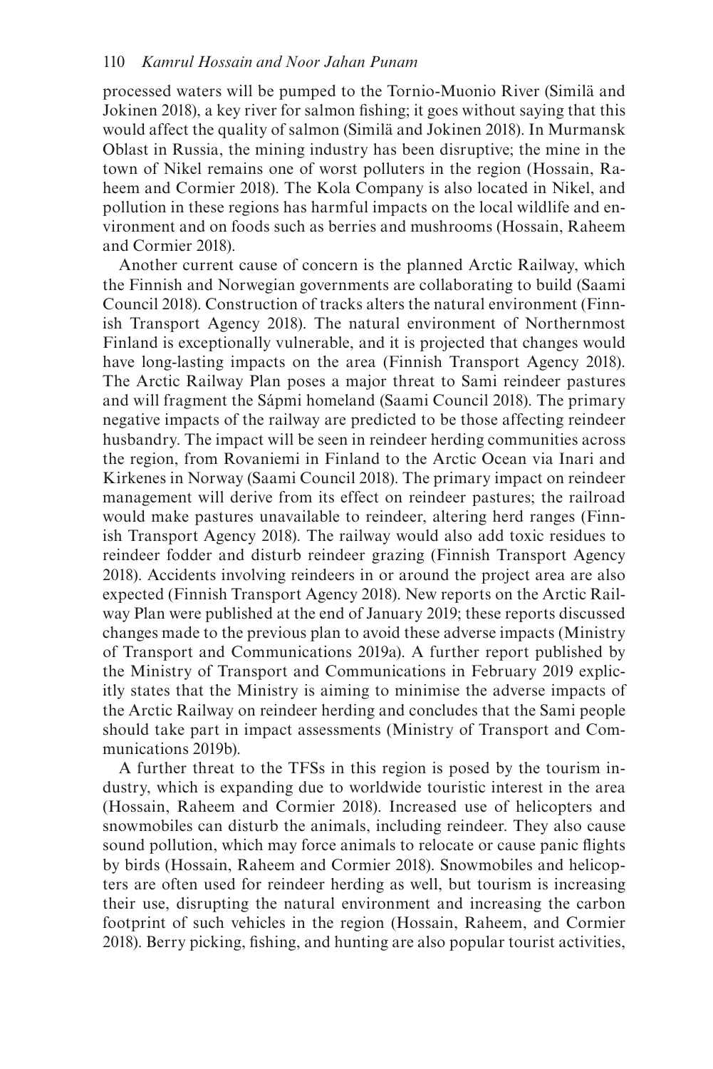processed waters will be pumped to the Tornio-Muonio River (Similä and Jokinen 2018), a key river for salmon fishing; it goes without saying that this would affect the quality of salmon (Similä and Jokinen 2018). In Murmansk Oblast in Russia, the mining industry has been disruptive; the mine in the town of Nikel remains one of worst polluters in the region (Hossain, Raheem and Cormier 2018). The Kola Company is also located in Nikel, and pollution in these regions has harmful impacts on the local wildlife and environment and on foods such as berries and mushrooms (Hossain, Raheem and Cormier 2018).

Another current cause of concern is the planned Arctic Railway, which the Finnish and Norwegian governments are collaborating to build (Saami Council 2018). Construction of tracks alters the natural environment (Finnish Transport Agency 2018). The natural environment of Northernmost Finland is exceptionally vulnerable, and it is projected that changes would have long-lasting impacts on the area (Finnish Transport Agency 2018). The Arctic Railway Plan poses a major threat to Sami reindeer pastures and will fragment the Sápmi homeland (Saami Council 2018). The primary negative impacts of the railway are predicted to be those affecting reindeer husbandry. The impact will be seen in reindeer herding communities across the region, from Rovaniemi in Finland to the Arctic Ocean via Inari and Kirkenes in Norway (Saami Council 2018). The primary impact on reindeer management will derive from its effect on reindeer pastures; the railroad would make pastures unavailable to reindeer, altering herd ranges (Finnish Transport Agency 2018). The railway would also add toxic residues to reindeer fodder and disturb reindeer grazing (Finnish Transport Agency 2018). Accidents involving reindeers in or around the project area are also expected (Finnish Transport Agency 2018). New reports on the Arctic Railway Plan were published at the end of January 2019; these reports discussed changes made to the previous plan to avoid these adverse impacts (Ministry of Transport and Communications 2019a). A further report published by the Ministry of Transport and Communications in February 2019 explicitly states that the Ministry is aiming to minimise the adverse impacts of the Arctic Railway on reindeer herding and concludes that the Sami people should take part in impact assessments (Ministry of Transport and Communications 2019b).

A further threat to the TFSs in this region is posed by the tourism industry, which is expanding due to worldwide touristic interest in the area (Hossain, Raheem and Cormier 2018). Increased use of helicopters and snowmobiles can disturb the animals, including reindeer. They also cause sound pollution, which may force animals to relocate or cause panic flights by birds (Hossain, Raheem and Cormier 2018). Snowmobiles and helicopters are often used for reindeer herding as well, but tourism is increasing their use, disrupting the natural environment and increasing the carbon footprint of such vehicles in the region (Hossain, Raheem, and Cormier 2018). Berry picking, fishing, and hunting are also popular tourist activities,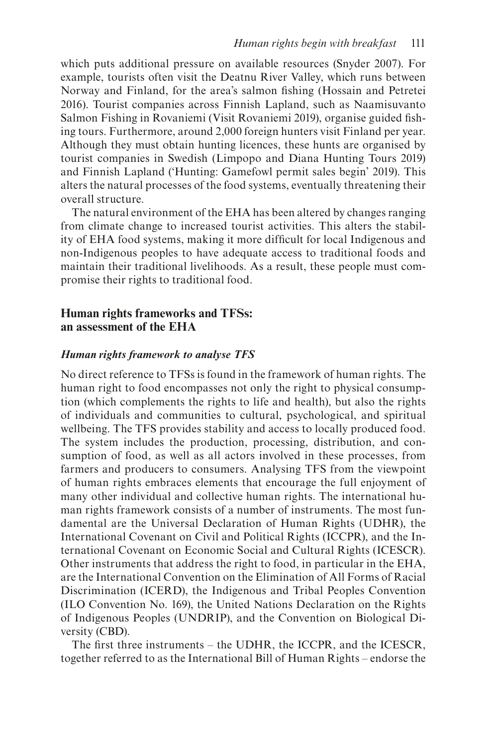which puts additional pressure on available resources (Snyder 2007). For example, tourists often visit the Deatnu River Valley, which runs between Norway and Finland, for the area's salmon fishing (Hossain and Petretei 2016). Tourist companies across Finnish Lapland, such as Naamisuvanto Salmon Fishing in Rovaniemi (Visit Rovaniemi 2019), organise guided fishing tours. Furthermore, around 2,000 foreign hunters visit Finland per year. Although they must obtain hunting licences, these hunts are organised by tourist companies in Swedish (Limpopo and Diana Hunting Tours 2019) and Finnish Lapland ('Hunting: Gamefowl permit sales begin' 2019). This alters the natural processes of the food systems, eventually threatening their overall structure.

The natural environment of the EHA has been altered by changes ranging from climate change to increased tourist activities. This alters the stability of EHA food systems, making it more difficult for local Indigenous and non-Indigenous peoples to have adequate access to traditional foods and maintain their traditional livelihoods. As a result, these people must compromise their rights to traditional food.

## Human rights frameworks and TFSs: an assessment of the EHA

### *Human rights framework to analyse TFS*

No direct reference to TFSs is found in the framework of human rights. The human right to food encompasses not only the right to physical consumption (which complements the rights to life and health), but also the rights of individuals and communities to cultural, psychological, and spiritual wellbeing. The TFS provides stability and access to locally produced food. The system includes the production, processing, distribution, and consumption of food, as well as all actors involved in these processes, from farmers and producers to consumers. Analysing TFS from the viewpoint of human rights embraces elements that encourage the full enjoyment of many other individual and collective human rights. The international human rights framework consists of a number of instruments. The most fundamental are the Universal Declaration of Human Rights (UDHR), the International Covenant on Civil and Political Rights (ICCPR), and the International Covenant on Economic Social and Cultural Rights (ICESCR). Other instruments that address the right to food, in particular in the EHA, are the International Convention on the Elimination of All Forms of Racial Discrimination (ICERD), the Indigenous and Tribal Peoples Convention (ILO Convention No. 169), the United Nations Declaration on the Rights of Indigenous Peoples (UNDRIP), and the Convention on Biological Diversity (CBD).

The first three instruments – the UDHR, the ICCPR, and the ICESCR, together referred to as the International Bill of Human Rights – endorse the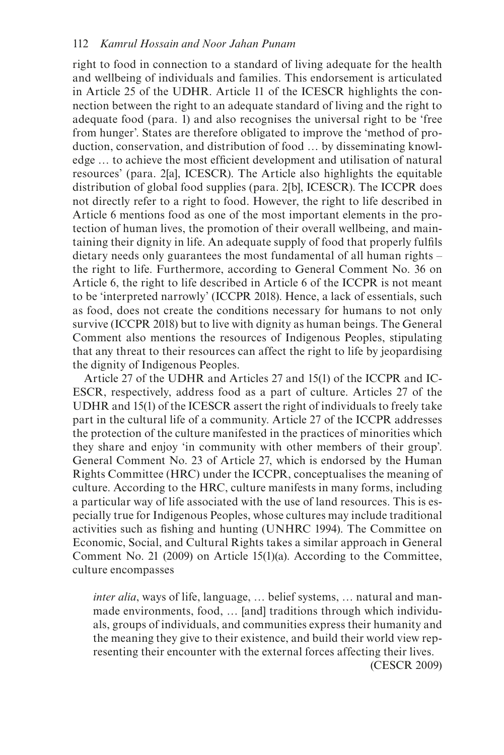right to food in connection to a standard of living adequate for the health and wellbeing of individuals and families. This endorsement is articulated in Article 25 of the UDHR. Article 11 of the ICESCR highlights the connection between the right to an adequate standard of living and the right to adequate food (para. 1) and also recognises the universal right to be 'free from hunger'. States are therefore obligated to improve the 'method of production, conservation, and distribution of food … by disseminating knowledge … to achieve the most efficient development and utilisation of natural resources' (para. 2[a], ICESCR). The Article also highlights the equitable distribution of global food supplies (para. 2[b], ICESCR). The ICCPR does not directly refer to a right to food. However, the right to life described in Article 6 mentions food as one of the most important elements in the protection of human lives, the promotion of their overall wellbeing, and maintaining their dignity in life. An adequate supply of food that properly fulfils dietary needs only guarantees the most fundamental of all human rights – the right to life. Furthermore, according to General Comment No. 36 on Article 6, the right to life described in Article 6 of the ICCPR is not meant to be 'interpreted narrowly' (ICCPR 2018). Hence, a lack of essentials, such as food, does not create the conditions necessary for humans to not only survive (ICCPR 2018) but to live with dignity as human beings. The General Comment also mentions the resources of Indigenous Peoples, stipulating that any threat to their resources can affect the right to life by jeopardising the dignity of Indigenous Peoples.

Article 27 of the UDHR and Articles 27 and 15(1) of the ICCPR and ICESCR, respectively, address food as a part of culture. Articles 27 of the UDHR and 15(1) of the ICESCR assert the right of individuals to freely take part in the cultural life of a community. Article 27 of the ICCPR addresses the protection of the culture manifested in the practices of minorities which they share and enjoy 'in community with other members of their group'. General Comment No. 23 of Article 27, which is endorsed by the Human Rights Committee (HRC) under the ICCPR, conceptualises the meaning of culture. According to the HRC, culture manifests in many forms, including a particular way of life associated with the use of land resources. This is especially true for Indigenous Peoples, whose cultures may include traditional activities such as fishing and hunting (UNHRC 1994). The Committee on Economic, Social, and Cultural Rights takes a similar approach in General Comment No. 21 (2009) on Article 15(1)(a). According to the Committee, culture encompasses

> *inter alia*, ways of life, language, … belief systems, … natural and man-made environments, food, … [and] traditions through which individuals, groups of individuals, and communities express their humanity and the meaning they give to their existence, and build their world view representing their encounter with the external forces affecting their lives.
>
> (CESCR 2009)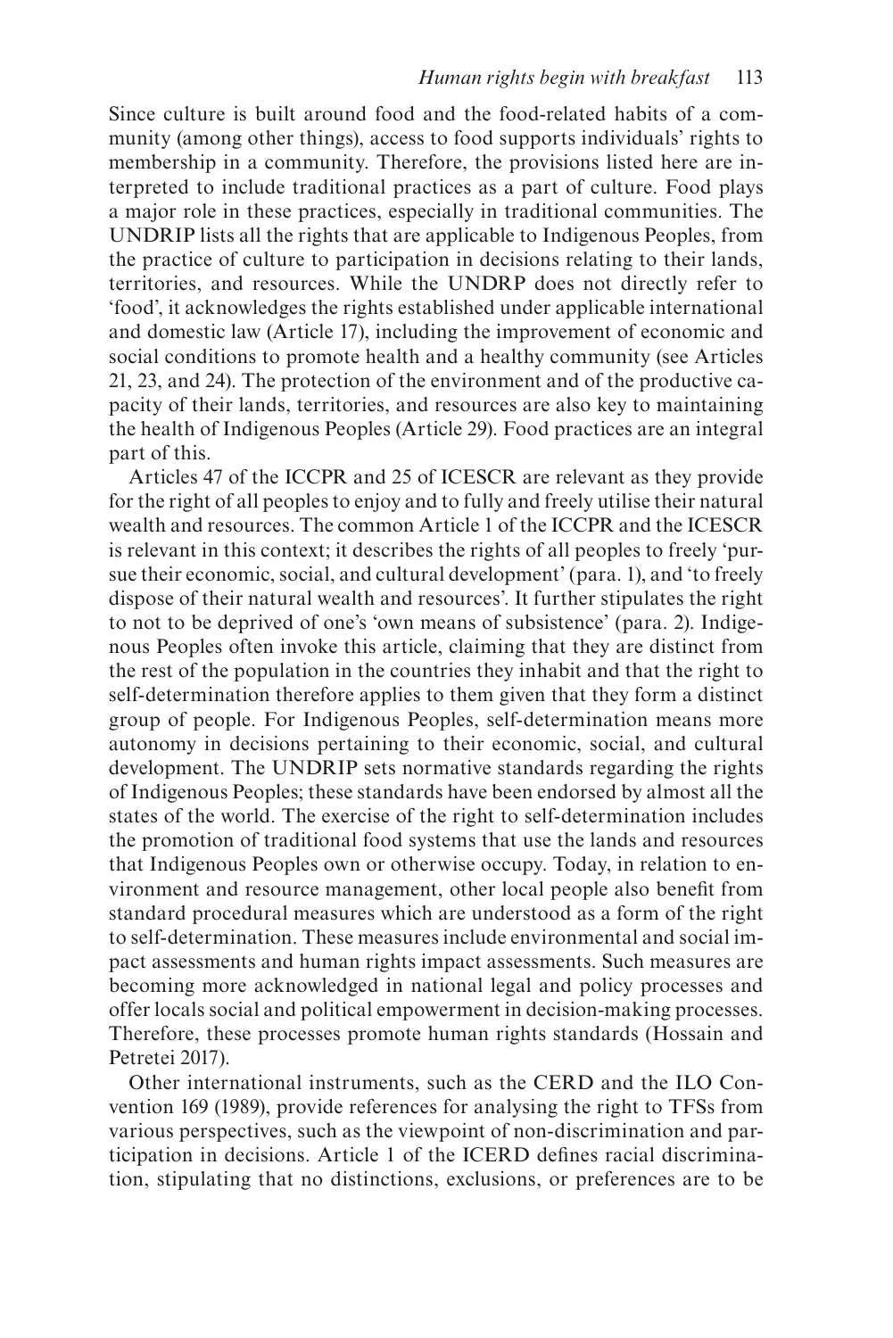Since culture is built around food and the food-related habits of a community (among other things), access to food supports individuals' rights to membership in a community. Therefore, the provisions listed here are interpreted to include traditional practices as a part of culture. Food plays a major role in these practices, especially in traditional communities. The UNDRIP lists all the rights that are applicable to Indigenous Peoples, from the practice of culture to participation in decisions relating to their lands, territories, and resources. While the UNDRP does not directly refer to 'food', it acknowledges the rights established under applicable international and domestic law (Article 17), including the improvement of economic and social conditions to promote health and a healthy community (see Articles 21, 23, and 24). The protection of the environment and of the productive capacity of their lands, territories, and resources are also key to maintaining the health of Indigenous Peoples (Article 29). Food practices are an integral part of this.

Articles 47 of the ICCPR and 25 of ICESCR are relevant as they provide for the right of all peoples to enjoy and to fully and freely utilise their natural wealth and resources. The common Article 1 of the ICCPR and the ICESCR is relevant in this context; it describes the rights of all peoples to freely 'pursue their economic, social, and cultural development' (para. 1), and 'to freely dispose of their natural wealth and resources'. It further stipulates the right to not to be deprived of one's 'own means of subsistence' (para. 2). Indigenous Peoples often invoke this article, claiming that they are distinct from the rest of the population in the countries they inhabit and that the right to self-determination therefore applies to them given that they form a distinct group of people. For Indigenous Peoples, self-determination means more autonomy in decisions pertaining to their economic, social, and cultural development. The UNDRIP sets normative standards regarding the rights of Indigenous Peoples; these standards have been endorsed by almost all the states of the world. The exercise of the right to self-determination includes the promotion of traditional food systems that use the lands and resources that Indigenous Peoples own or otherwise occupy. Today, in relation to environment and resource management, other local people also benefit from standard procedural measures which are understood as a form of the right to self-determination. These measures include environmental and social impact assessments and human rights impact assessments. Such measures are becoming more acknowledged in national legal and policy processes and offer locals social and political empowerment in decision-making processes. Therefore, these processes promote human rights standards (Hossain and Petretei 2017).

Other international instruments, such as the CERD and the ILO Convention 169 (1989), provide references for analysing the right to TFSs from various perspectives, such as the viewpoint of non-discrimination and participation in decisions. Article 1 of the ICERD defines racial discrimination, stipulating that no distinctions, exclusions, or preferences are to be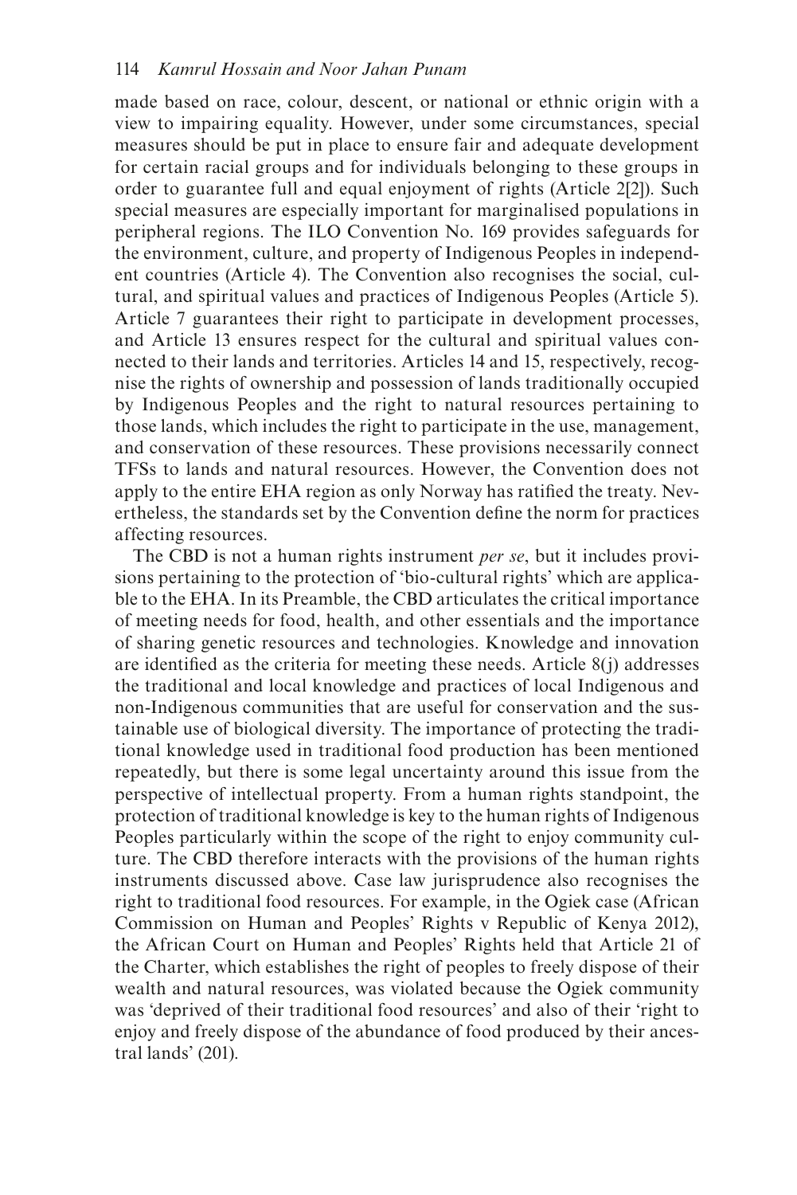made based on race, colour, descent, or national or ethnic origin with a view to impairing equality. However, under some circumstances, special measures should be put in place to ensure fair and adequate development for certain racial groups and for individuals belonging to these groups in order to guarantee full and equal enjoyment of rights (Article 2[2]). Such special measures are especially important for marginalised populations in peripheral regions. The ILO Convention No. 169 provides safeguards for the environment, culture, and property of Indigenous Peoples in independent countries (Article 4). The Convention also recognises the social, cultural, and spiritual values and practices of Indigenous Peoples (Article 5). Article 7 guarantees their right to participate in development processes, and Article 13 ensures respect for the cultural and spiritual values connected to their lands and territories. Articles 14 and 15, respectively, recognise the rights of ownership and possession of lands traditionally occupied by Indigenous Peoples and the right to natural resources pertaining to those lands, which includes the right to participate in the use, management, and conservation of these resources. These provisions necessarily connect TFSs to lands and natural resources. However, the Convention does not apply to the entire EHA region as only Norway has ratified the treaty. Nevertheless, the standards set by the Convention define the norm for practices affecting resources.

The CBD is not a human rights instrument *per se*, but it includes provisions pertaining to the protection of 'bio-cultural rights' which are applicable to the EHA. In its Preamble, the CBD articulates the critical importance of meeting needs for food, health, and other essentials and the importance of sharing genetic resources and technologies. Knowledge and innovation are identified as the criteria for meeting these needs. Article 8(j) addresses the traditional and local knowledge and practices of local Indigenous and non-Indigenous communities that are useful for conservation and the sustainable use of biological diversity. The importance of protecting the traditional knowledge used in traditional food production has been mentioned repeatedly, but there is some legal uncertainty around this issue from the perspective of intellectual property. From a human rights standpoint, the protection of traditional knowledge is key to the human rights of Indigenous Peoples particularly within the scope of the right to enjoy community culture. The CBD therefore interacts with the provisions of the human rights instruments discussed above. Case law jurisprudence also recognises the right to traditional food resources. For example, in the Ogiek case (African Commission on Human and Peoples' Rights v Republic of Kenya 2012), the African Court on Human and Peoples' Rights held that Article 21 of the Charter, which establishes the right of peoples to freely dispose of their wealth and natural resources, was violated because the Ogiek community was 'deprived of their traditional food resources' and also of their 'right to enjoy and freely dispose of the abundance of food produced by their ancestral lands' (201).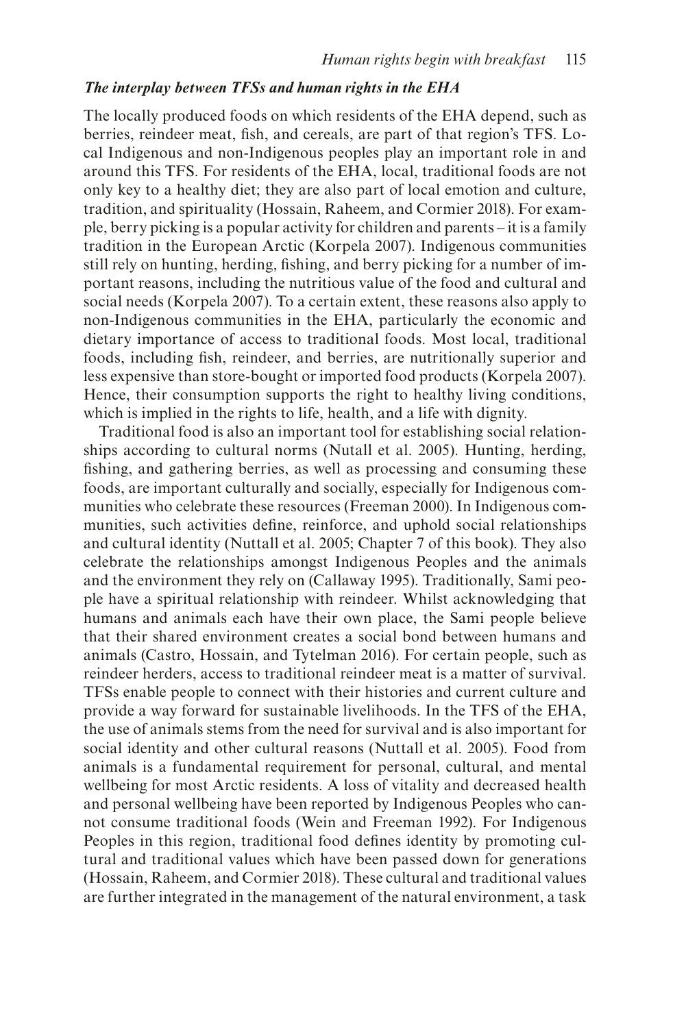### *The interplay between TFSs and human rights in the EHA*

The locally produced foods on which residents of the EHA depend, such as berries, reindeer meat, fish, and cereals, are part of that region's TFS. Local Indigenous and non-Indigenous peoples play an important role in and around this TFS. For residents of the EHA, local, traditional foods are not only key to a healthy diet; they are also part of local emotion and culture, tradition, and spirituality (Hossain, Raheem, and Cormier 2018). For example, berry picking is a popular activity for children and parents – it is a family tradition in the European Arctic (Korpela 2007). Indigenous communities still rely on hunting, herding, fishing, and berry picking for a number of important reasons, including the nutritious value of the food and cultural and social needs (Korpela 2007). To a certain extent, these reasons also apply to non-Indigenous communities in the EHA, particularly the economic and dietary importance of access to traditional foods. Most local, traditional foods, including fish, reindeer, and berries, are nutritionally superior and less expensive than store-bought or imported food products (Korpela 2007). Hence, their consumption supports the right to healthy living conditions, which is implied in the rights to life, health, and a life with dignity.

Traditional food is also an important tool for establishing social relationships according to cultural norms (Nutall et al. 2005). Hunting, herding, fishing, and gathering berries, as well as processing and consuming these foods, are important culturally and socially, especially for Indigenous communities who celebrate these resources (Freeman 2000). In Indigenous communities, such activities define, reinforce, and uphold social relationships and cultural identity (Nuttall et al. 2005; Chapter 7 of this book). They also celebrate the relationships amongst Indigenous Peoples and the animals and the environment they rely on (Callaway 1995). Traditionally, Sami people have a spiritual relationship with reindeer. Whilst acknowledging that humans and animals each have their own place, the Sami people believe that their shared environment creates a social bond between humans and animals (Castro, Hossain, and Tytelman 2016). For certain people, such as reindeer herders, access to traditional reindeer meat is a matter of survival. TFSs enable people to connect with their histories and current culture and provide a way forward for sustainable livelihoods. In the TFS of the EHA, the use of animals stems from the need for survival and is also important for social identity and other cultural reasons (Nuttall et al. 2005). Food from animals is a fundamental requirement for personal, cultural, and mental wellbeing for most Arctic residents. A loss of vitality and decreased health and personal wellbeing have been reported by Indigenous Peoples who cannot consume traditional foods (Wein and Freeman 1992). For Indigenous Peoples in this region, traditional food defines identity by promoting cultural and traditional values which have been passed down for generations (Hossain, Raheem, and Cormier 2018). These cultural and traditional values are further integrated in the management of the natural environment, a task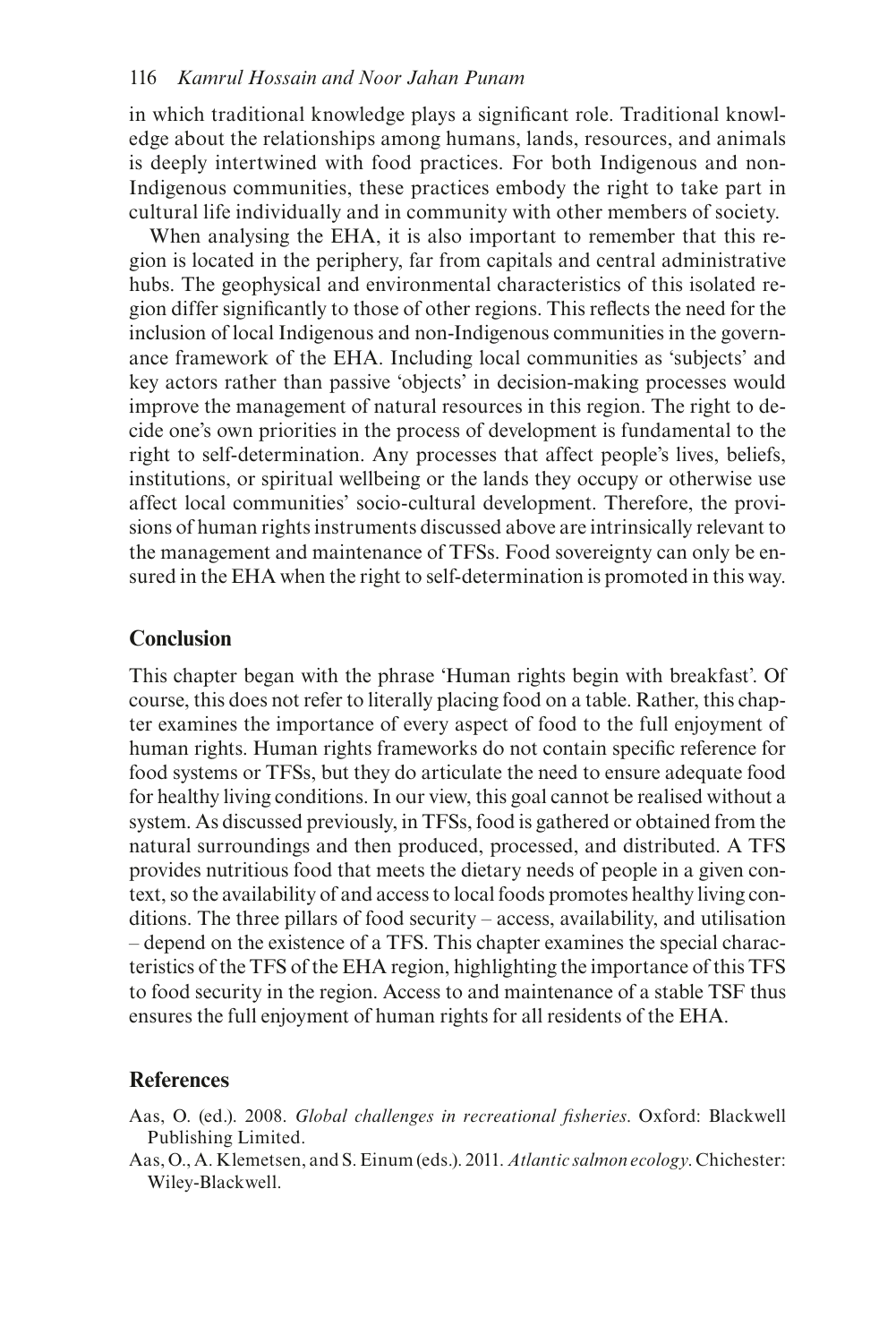in which traditional knowledge plays a significant role. Traditional knowledge about the relationships among humans, lands, resources, and animals is deeply intertwined with food practices. For both Indigenous and non-Indigenous communities, these practices embody the right to take part in cultural life individually and in community with other members of society.

When analysing the EHA, it is also important to remember that this region is located in the periphery, far from capitals and central administrative hubs. The geophysical and environmental characteristics of this isolated region differ significantly to those of other regions. This reflects the need for the inclusion of local Indigenous and non-Indigenous communities in the governance framework of the EHA. Including local communities as 'subjects' and key actors rather than passive 'objects' in decision-making processes would improve the management of natural resources in this region. The right to decide one's own priorities in the process of development is fundamental to the right to self-determination. Any processes that affect people's lives, beliefs, institutions, or spiritual wellbeing or the lands they occupy or otherwise use affect local communities' socio-cultural development. Therefore, the provisions of human rights instruments discussed above are intrinsically relevant to the management and maintenance of TFSs. Food sovereignty can only be ensured in the EHA when the right to self-determination is promoted in this way.

## Conclusion

This chapter began with the phrase 'Human rights begin with breakfast'. Of course, this does not refer to literally placing food on a table. Rather, this chapter examines the importance of every aspect of food to the full enjoyment of human rights. Human rights frameworks do not contain specific reference for food systems or TFSs, but they do articulate the need to ensure adequate food for healthy living conditions. In our view, this goal cannot be realised without a system. As discussed previously, in TFSs, food is gathered or obtained from the natural surroundings and then produced, processed, and distributed. A TFS provides nutritious food that meets the dietary needs of people in a given context, so the availability of and access to local foods promotes healthy living conditions. The three pillars of food security – access, availability, and utilisation – depend on the existence of a TFS. This chapter examines the special characteristics of the TFS of the EHA region, highlighting the importance of this TFS to food security in the region. Access to and maintenance of a stable TSF thus ensures the full enjoyment of human rights for all residents of the EHA.

## References

Aas, O. (ed.). 2008. *Global challenges in recreational fisheries*. Oxford: Blackwell Publishing Limited.

Aas, O., A. Klemetsen, and S. Einum (eds.). 2011. *Atlantic salmon ecology*. Chichester: Wiley-Blackwell.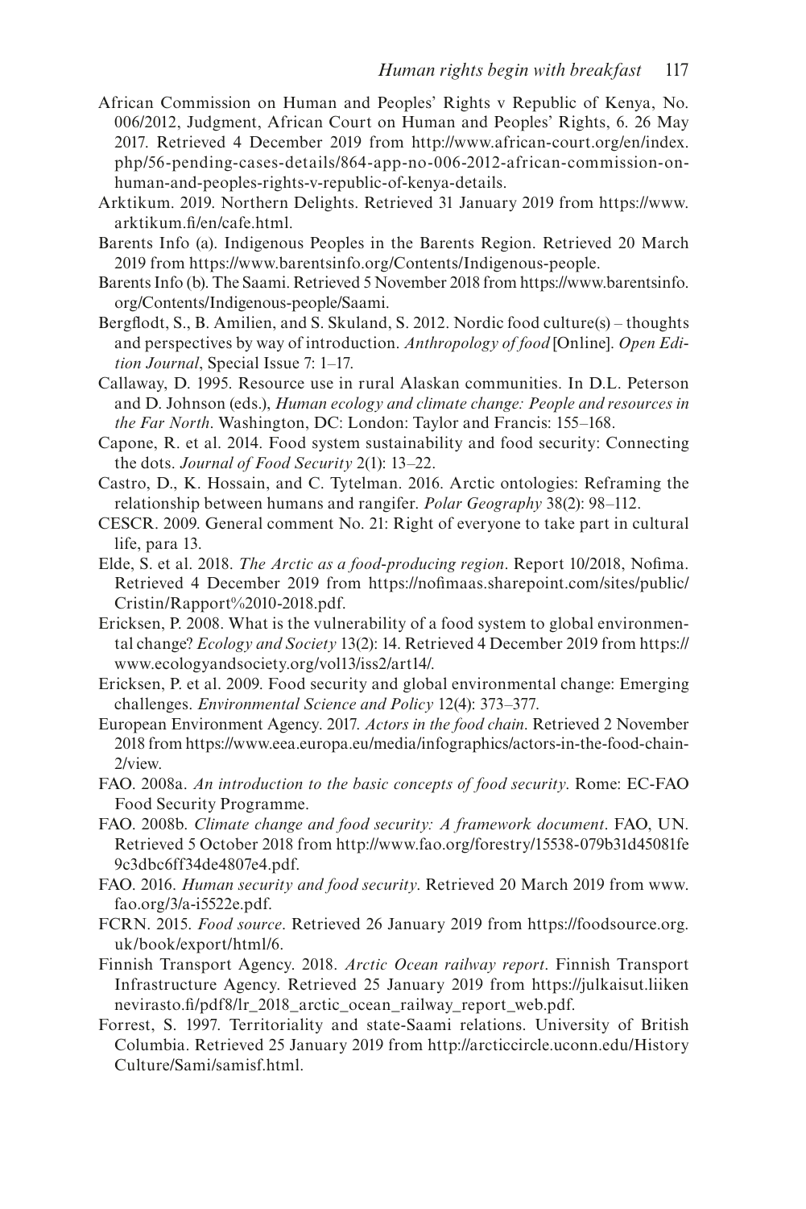African Commission on Human and Peoples' Rights v Republic of Kenya, No. 006/2012, Judgment, African Court on Human and Peoples' Rights, 6. 26 May 2017. Retrieved 4 December 2019 from http://www.african-court.org/en/index.php/56-pending-cases-details/864-app-no-006-2012-african-commission-on-human-and-peoples-rights-v-republic-of-kenya-details.

Arktikum. 2019. Northern Delights. Retrieved 31 January 2019 from https://www.arktikum.fi/en/cafe.html.

Barents Info (a). Indigenous Peoples in the Barents Region. Retrieved 20 March 2019 from https://www.barentsinfo.org/Contents/Indigenous-people.

Barents Info (b). The Saami. Retrieved 5 November 2018 from https://www.barentsinfo.org/Contents/Indigenous-people/Saami.

Bergflodt, S., B. Amilien, and S. Skuland, S. 2012. Nordic food culture(s) – thoughts and perspectives by way of introduction. *Anthropology of food* [Online]. *Open Edition Journal*, Special Issue 7: 1–17.

Callaway, D. 1995. Resource use in rural Alaskan communities. In D.L. Peterson and D. Johnson (eds.), *Human ecology and climate change: People and resources in the Far North*. Washington, DC: London: Taylor and Francis: 155–168.

Capone, R. et al. 2014. Food system sustainability and food security: Connecting the dots. *Journal of Food Security* 2(1): 13–22.

Castro, D., K. Hossain, and C. Tytelman. 2016. Arctic ontologies: Reframing the relationship between humans and rangifer. *Polar Geography* 38(2): 98–112.

CESCR. 2009. General comment No. 21: Right of everyone to take part in cultural life, para 13.

Elde, S. et al. 2018. *The Arctic as a food-producing region*. Report 10/2018, Nofima. Retrieved 4 December 2019 from https://nofimaas.sharepoint.com/sites/public/Cristin/Rapport%2010-2018.pdf.

Ericksen, P. 2008. What is the vulnerability of a food system to global environmental change? *Ecology and Society* 13(2): 14. Retrieved 4 December 2019 from https://www.ecologyandsociety.org/vol13/iss2/art14/.

Ericksen, P. et al. 2009. Food security and global environmental change: Emerging challenges. *Environmental Science and Policy* 12(4): 373–377.

European Environment Agency. 2017. *Actors in the food chain*. Retrieved 2 November 2018 from https://www.eea.europa.eu/media/infographics/actors-in-the-food-chain-2/view.

FAO. 2008a. *An introduction to the basic concepts of food security*. Rome: EC-FAO Food Security Programme.

FAO. 2008b. *Climate change and food security: A framework document*. FAO, UN. Retrieved 5 October 2018 from http://www.fao.org/forestry/15538-079b31d45081fe9c3dbc6ff34de4807e4.pdf.

FAO. 2016. *Human security and food security*. Retrieved 20 March 2019 from www.fao.org/3/a-i5522e.pdf.

FCRN. 2015. *Food source*. Retrieved 26 January 2019 from https://foodsource.org.uk/book/export/html/6.

Finnish Transport Agency. 2018. *Arctic Ocean railway report*. Finnish Transport Infrastructure Agency. Retrieved 25 January 2019 from https://julkaisut.liikennevirasto.fi/pdf8/lr_2018_arctic_ocean_railway_report_web.pdf.

Forrest, S. 1997. Territoriality and state-Saami relations. University of British Columbia. Retrieved 25 January 2019 from http://arcticcircle.uconn.edu/HistoryCulture/Sami/samisf.html.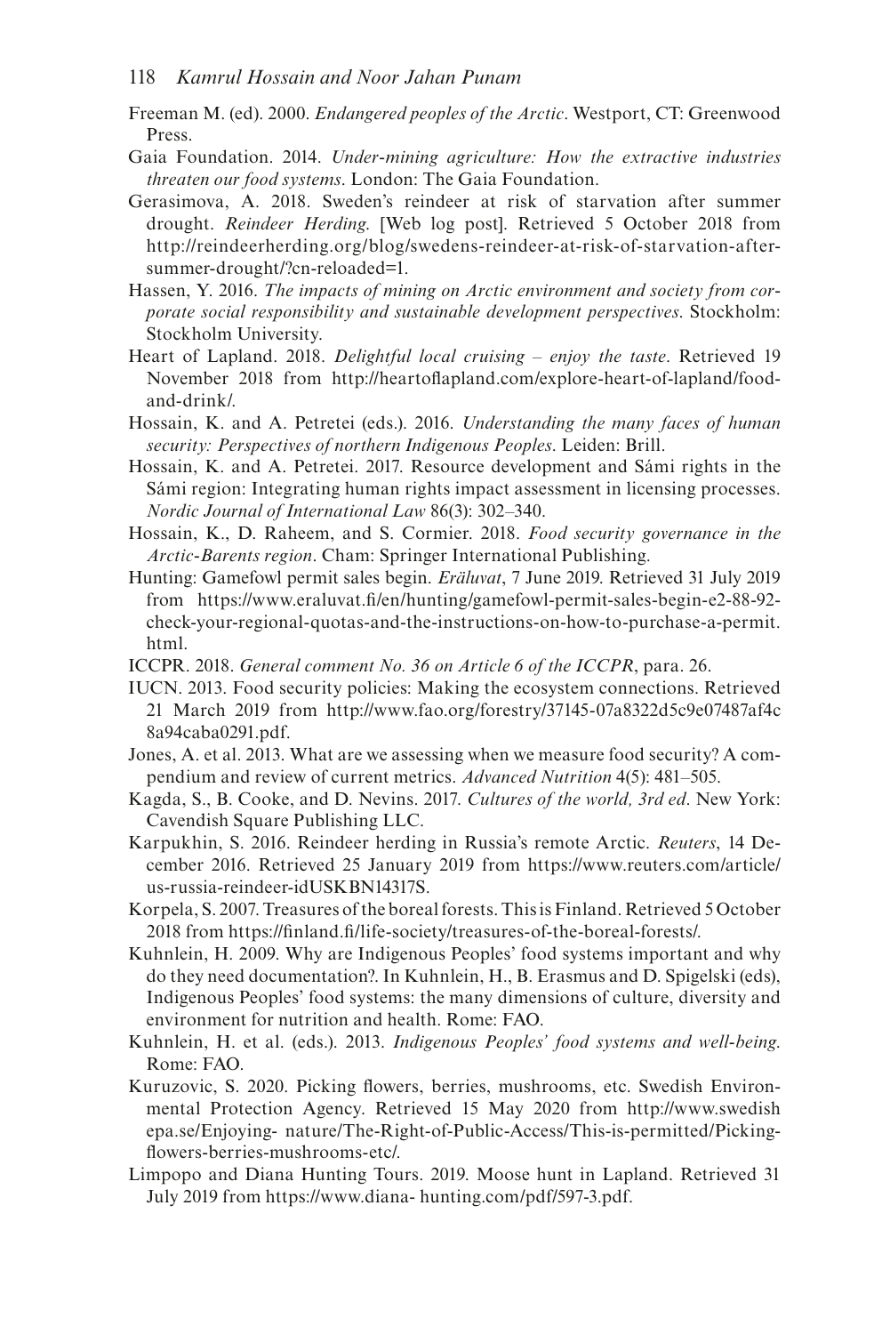Freeman M. (ed). 2000. *Endangered peoples of the Arctic*. Westport, CT: Greenwood Press.

Gaia Foundation. 2014. *Under-mining agriculture: How the extractive industries threaten our food systems*. London: The Gaia Foundation.

Gerasimova, A. 2018. Sweden's reindeer at risk of starvation after summer drought. *Reindeer Herding*. [Web log post]. Retrieved 5 October 2018 from http://reindeerherding.org/blog/swedens-reindeer-at-risk-of-starvation-after-summer-drought/?cn-reloaded=1.

Hassen, Y. 2016. *The impacts of mining on Arctic environment and society from corporate social responsibility and sustainable development perspectives*. Stockholm: Stockholm University.

Heart of Lapland. 2018. *Delightful local cruising – enjoy the taste*. Retrieved 19 November 2018 from http://heartoflapland.com/explore-heart-of-lapland/food-and-drink/.

Hossain, K. and A. Petretei (eds.). 2016. *Understanding the many faces of human security: Perspectives of northern Indigenous Peoples*. Leiden: Brill.

Hossain, K. and A. Petretei. 2017. Resource development and Sámi rights in the Sámi region: Integrating human rights impact assessment in licensing processes. *Nordic Journal of International Law* 86(3): 302–340.

Hossain, K., D. Raheem, and S. Cormier. 2018. *Food security governance in the Arctic-Barents region*. Cham: Springer International Publishing.

Hunting: Gamefowl permit sales begin. *Eräluvat*, 7 June 2019. Retrieved 31 July 2019 from https://www.eraluvat.fi/en/hunting/gamefowl-permit-sales-begin-e2-88-92-check-your-regional-quotas-and-the-instructions-on-how-to-purchase-a-permit.html.

ICCPR. 2018. *General comment No. 36 on Article 6 of the ICCPR*, para. 26.

IUCN. 2013. Food security policies: Making the ecosystem connections. Retrieved 21 March 2019 from http://www.fao.org/forestry/37145-07a8322d5c9e07487af4c8a94caba0291.pdf.

Jones, A. et al. 2013. What are we assessing when we measure food security? A compendium and review of current metrics. *Advanced Nutrition* 4(5): 481–505.

Kagda, S., B. Cooke, and D. Nevins. 2017. *Cultures of the world, 3rd ed*. New York: Cavendish Square Publishing LLC.

Karpukhin, S. 2016. Reindeer herding in Russia's remote Arctic. *Reuters*, 14 December 2016. Retrieved 25 January 2019 from https://www.reuters.com/article/us-russia-reindeer-idUSKBN14317S.

Korpela, S. 2007. Treasures of the boreal forests. This is Finland. Retrieved 5 October 2018 from https://finland.fi/life-society/treasures-of-the-boreal-forests/.

Kuhnlein, H. 2009. Why are Indigenous Peoples' food systems important and why do they need documentation?. In Kuhnlein, H., B. Erasmus and D. Spigelski (eds), Indigenous Peoples' food systems: the many dimensions of culture, diversity and environment for nutrition and health. Rome: FAO.

Kuhnlein, H. et al. (eds.). 2013. *Indigenous Peoples' food systems and well-being*. Rome: FAO.

Kuruzovic, S. 2020. Picking flowers, berries, mushrooms, etc. Swedish Environmental Protection Agency. Retrieved 15 May 2020 from http://www.swedishepa.se/Enjoying- nature/The-Right-of-Public-Access/This-is-permitted/Picking-flowers-berries-mushrooms-etc/.

Limpopo and Diana Hunting Tours. 2019. Moose hunt in Lapland. Retrieved 31 July 2019 from https://www.diana- hunting.com/pdf/597-3.pdf.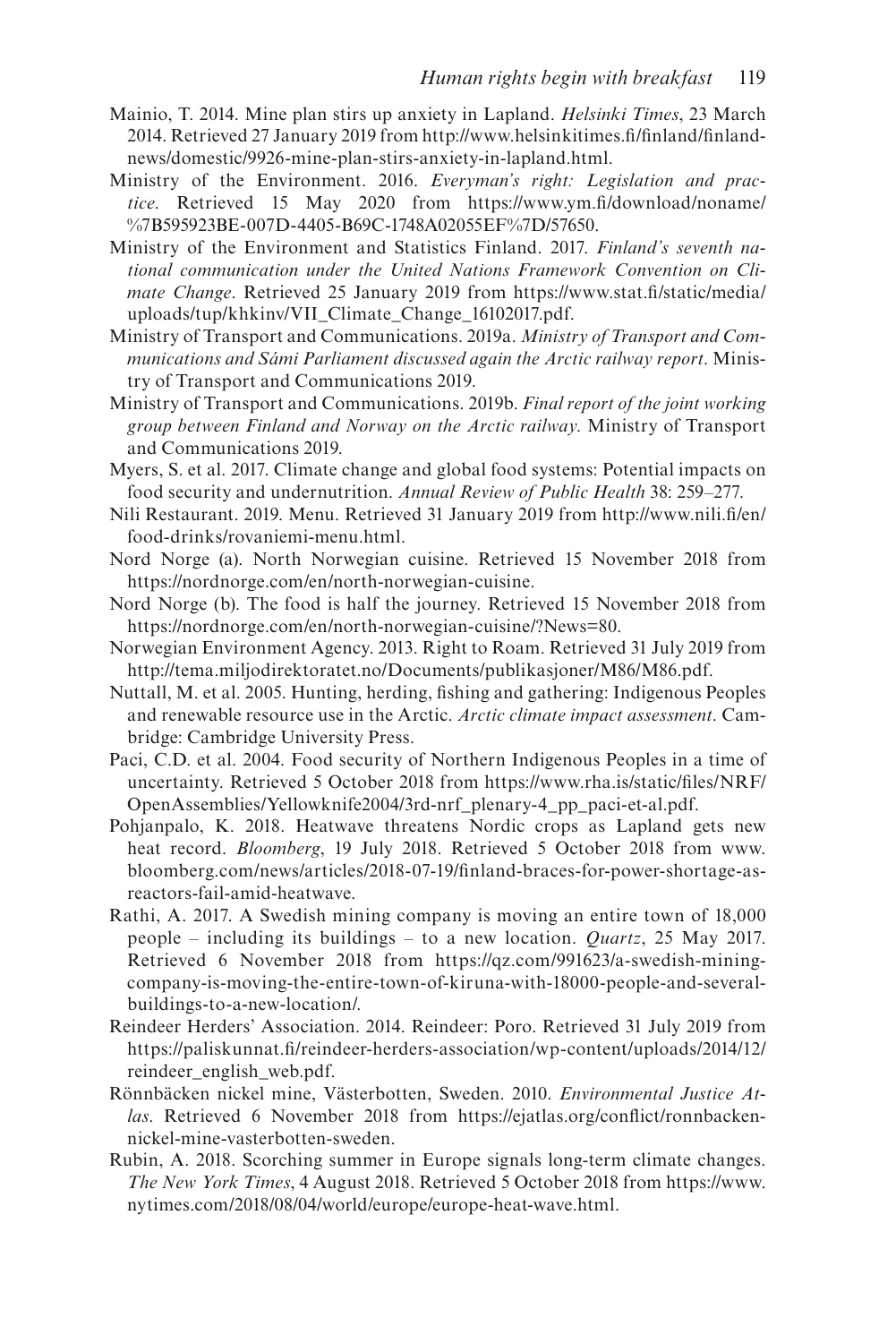Mainio, T. 2014. Mine plan stirs up anxiety in Lapland. *Helsinki Times*, 23 March 2014. Retrieved 27 January 2019 from http://www.helsinkitimes.fi/finland/finland-news/domestic/9926-mine-plan-stirs-anxiety-in-lapland.html.

Ministry of the Environment. 2016. *Everyman's right: Legislation and practice*. Retrieved 15 May 2020 from https://www.ym.fi/download/noname/%7B595923BE-007D-4405-B69C-1748A02055EF%7D/57650.

Ministry of the Environment and Statistics Finland. 2017. *Finland's seventh national communication under the United Nations Framework Convention on Climate Change*. Retrieved 25 January 2019 from https://www.stat.fi/static/media/uploads/tup/khkinv/VII_Climate_Change_16102017.pdf.

Ministry of Transport and Communications. 2019a. *Ministry of Transport and Communications and Sámi Parliament discussed again the Arctic railway report*. Ministry of Transport and Communications 2019.

Ministry of Transport and Communications. 2019b. *Final report of the joint working group between Finland and Norway on the Arctic railway*. Ministry of Transport and Communications 2019.

Myers, S. et al. 2017. Climate change and global food systems: Potential impacts on food security and undernutrition. *Annual Review of Public Health* 38: 259–277.

Nili Restaurant. 2019. Menu. Retrieved 31 January 2019 from http://www.nili.fi/en/food-drinks/rovaniemi-menu.html.

Nord Norge (a). North Norwegian cuisine. Retrieved 15 November 2018 from https://nordnorge.com/en/north-norwegian-cuisine.

Nord Norge (b). The food is half the journey. Retrieved 15 November 2018 from https://nordnorge.com/en/north-norwegian-cuisine/?News=80.

Norwegian Environment Agency. 2013. Right to Roam. Retrieved 31 July 2019 from http://tema.miljodirektoratet.no/Documents/publikasjoner/M86/M86.pdf.

Nuttall, M. et al. 2005. Hunting, herding, fishing and gathering: Indigenous Peoples and renewable resource use in the Arctic. *Arctic climate impact assessment*. Cambridge: Cambridge University Press.

Paci, C.D. et al. 2004. Food security of Northern Indigenous Peoples in a time of uncertainty. Retrieved 5 October 2018 from https://www.rha.is/static/files/NRF/OpenAssemblies/Yellowknife2004/3rd-nrf_plenary-4_pp_paci-et-al.pdf.

Pohjanpalo, K. 2018. Heatwave threatens Nordic crops as Lapland gets new heat record. *Bloomberg*, 19 July 2018. Retrieved 5 October 2018 from www.bloomberg.com/news/articles/2018-07-19/finland-braces-for-power-shortage-as-reactors-fail-amid-heatwave.

Rathi, A. 2017. A Swedish mining company is moving an entire town of 18,000 people – including its buildings – to a new location. *Quartz*, 25 May 2017. Retrieved 6 November 2018 from https://qz.com/991623/a-swedish-mining-company-is-moving-the-entire-town-of-kiruna-with-18000-people-and-several-buildings-to-a-new-location/.

Reindeer Herders' Association. 2014. Reindeer: Poro. Retrieved 31 July 2019 from https://paliskunnat.fi/reindeer-herders-association/wp-content/uploads/2014/12/reindeer_english_web.pdf.

Rönnbäcken nickel mine, Västerbotten, Sweden. 2010. *Environmental Justice Atlas*. Retrieved 6 November 2018 from https://ejatlas.org/conflict/ronnbacken-nickel-mine-vasterbotten-sweden.

Rubin, A. 2018. Scorching summer in Europe signals long-term climate changes. *The New York Times*, 4 August 2018. Retrieved 5 October 2018 from https://www.nytimes.com/2018/08/04/world/europe/europe-heat-wave.html.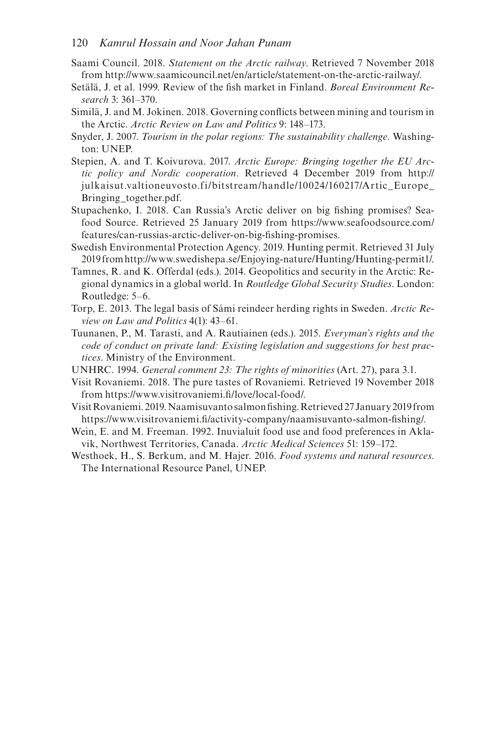Saami Council. 2018. *Statement on the Arctic railway*. Retrieved 7 November 2018 from http://www.saamicouncil.net/en/article/statement-on-the-arctic-railway/.

Setälä, J. et al. 1999. Review of the fish market in Finland. *Boreal Environment Research* 3: 361–370.

Similä, J. and M. Jokinen. 2018. Governing conflicts between mining and tourism in the Arctic. *Arctic Review on Law and Politics* 9: 148–173.

Snyder, J. 2007. *Tourism in the polar regions: The sustainability challenge*. Washington: UNEP.

Stepien, A. and T. Koivurova. 2017. *Arctic Europe: Bringing together the EU Arctic policy and Nordic cooperation*. Retrieved 4 December 2019 from http://julkaisut.valtioneuvosto.fi/bitstream/handle/10024/160217/Artic_Europe_Bringing_together.pdf.

Stupachenko, I. 2018. Can Russia's Arctic deliver on big fishing promises? Seafood Source. Retrieved 25 January 2019 from https://www.seafoodsource.com/features/can-russias-arctic-deliver-on-big-fishing-promises.

Swedish Environmental Protection Agency. 2019. Hunting permit. Retrieved 31 July 2019 from http://www.swedishepa.se/Enjoying-nature/Hunting/Hunting-permit1/.

Tamnes, R. and K. Offerdal (eds.). 2014. Geopolitics and security in the Arctic: Regional dynamics in a global world. In *Routledge Global Security Studies*. London: Routledge: 5–6.

Torp, E. 2013. The legal basis of Sámi reindeer herding rights in Sweden. *Arctic Review on Law and Politics* 4(1): 43–61.

Tuunanen, P., M. Tarasti, and A. Rautiainen (eds.). 2015. *Everyman's rights and the code of conduct on private land: Existing legislation and suggestions for best practices*. Ministry of the Environment.

UNHRC. 1994. *General comment 23: The rights of minorities* (Art. 27), para 3.1.

Visit Rovaniemi. 2018. The pure tastes of Rovaniemi. Retrieved 19 November 2018 from https://www.visitrovaniemi.fi/love/local-food/.

Visit Rovaniemi. 2019. Naamisuvanto salmon fishing. Retrieved 27 January 2019 from https://www.visitrovaniemi.fi/activity-company/naamisuvanto-salmon-fishing/.

Wein, E. and M. Freeman. 1992. Inuvialuit food use and food preferences in Aklavik, Northwest Territories, Canada. *Arctic Medical Sciences* 51: 159–172.

Westhoek, H., S. Berkum, and M. Hajer. 2016. *Food systems and natural resources*. The International Resource Panel, UNEP.